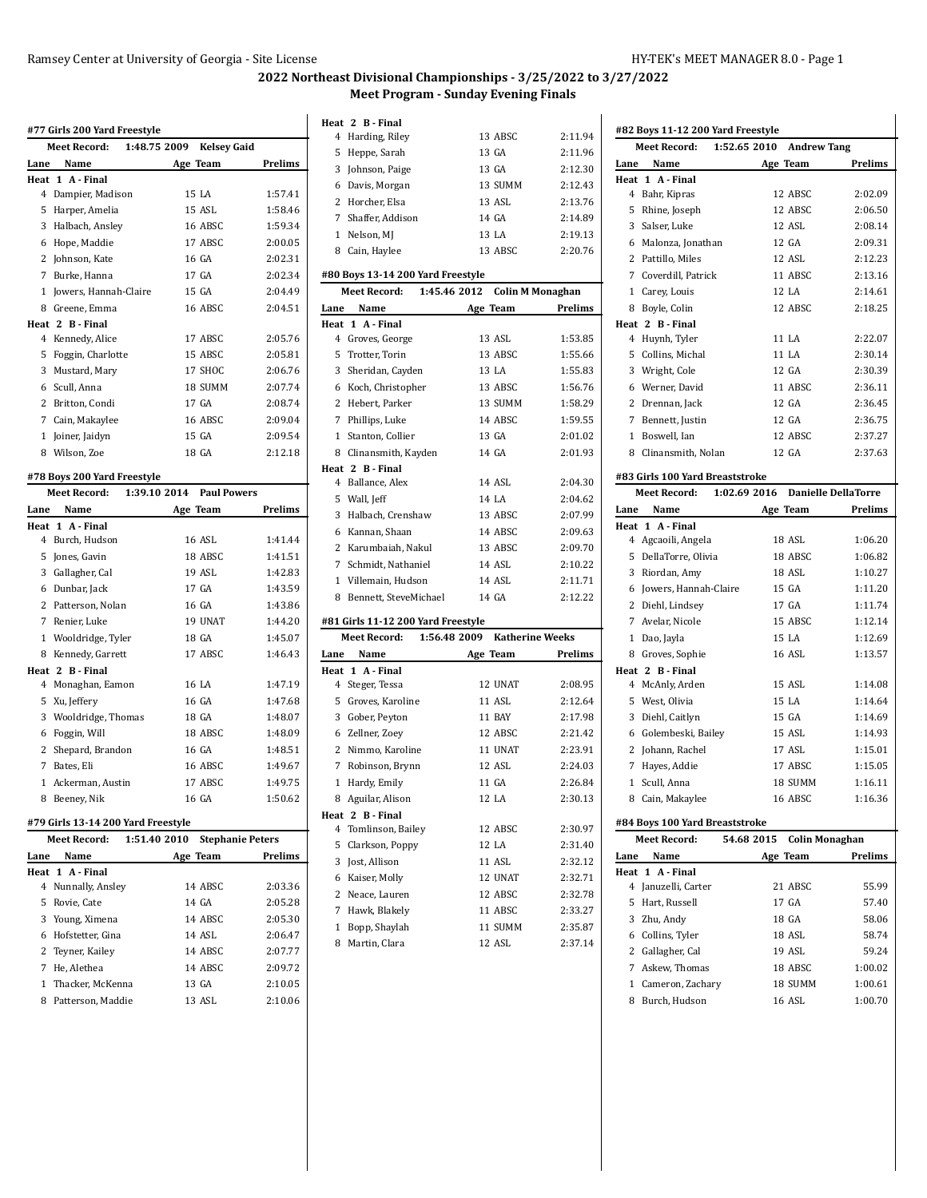# 2022 Northeast Divisional Championships - 3/25/2022 to 3/27/2022

## Meet Program - Sunday Evening Finals

### #77 Girls 200 Yard Freestyle

Meet Record: 1:48.75 2009 Kelsey Gaid

| Lane | Name | Age | Team | Prelims |
|---|---|---|---|---|
| **Heat 1 A - Final** | | | | |
| 4 | Dampier, Madison | 15 | LA | 1:57.41 |
| 5 | Harper, Amelia | 15 | ASL | 1:58.46 |
| 3 | Halbach, Ansley | 16 | ABSC | 1:59.34 |
| 6 | Hope, Maddie | 17 | ABSC | 2:00.05 |
| 2 | Johnson, Kate | 16 | GA | 2:02.31 |
| 7 | Burke, Hanna | 17 | GA | 2:02.34 |
| 1 | Jowers, Hannah-Claire | 15 | GA | 2:04.49 |
| 8 | Greene, Emma | 16 | ABSC | 2:04.51 |
| **Heat 2 B - Final** | | | | |
| 4 | Kennedy, Alice | 17 | ABSC | 2:05.76 |
| 5 | Foggin, Charlotte | 15 | ABSC | 2:05.81 |
| 3 | Mustard, Mary | 17 | SHOC | 2:06.76 |
| 6 | Scull, Anna | 18 | SUMM | 2:07.74 |
| 2 | Britton, Condi | 17 | GA | 2:08.74 |
| 7 | Cain, Makaylee | 16 | ABSC | 2:09.04 |
| 1 | Joiner, Jaidyn | 15 | GA | 2:09.54 |
| 8 | Wilson, Zoe | 18 | GA | 2:12.18 |

### #78 Boys 200 Yard Freestyle

Meet Record: 1:39.10 2014 Paul Powers

| Lane | Name | Age | Team | Prelims |
|---|---|---|---|---|
| **Heat 1 A - Final** | | | | |
| 4 | Burch, Hudson | 16 | ASL | 1:41.44 |
| 5 | Jones, Gavin | 18 | ABSC | 1:41.51 |
| 3 | Gallagher, Cal | 19 | ASL | 1:42.83 |
| 6 | Dunbar, Jack | 17 | GA | 1:43.59 |
| 2 | Patterson, Nolan | 16 | GA | 1:43.86 |
| 7 | Renier, Luke | 19 | UNAT | 1:44.20 |
| 1 | Wooldridge, Tyler | 18 | GA | 1:45.07 |
| 8 | Kennedy, Garrett | 17 | ABSC | 1:46.43 |
| **Heat 2 B - Final** | | | | |
| 4 | Monaghan, Eamon | 16 | LA | 1:47.19 |
| 5 | Xu, Jeffery | 16 | GA | 1:47.68 |
| 3 | Wooldridge, Thomas | 18 | GA | 1:48.07 |
| 6 | Foggin, Will | 18 | ABSC | 1:48.09 |
| 2 | Shepard, Brandon | 16 | GA | 1:48.51 |
| 7 | Bates, Eli | 16 | ABSC | 1:49.67 |
| 1 | Ackerman, Austin | 17 | ABSC | 1:49.75 |
| 8 | Beeney, Nik | 16 | GA | 1:50.62 |

### #79 Girls 13-14 200 Yard Freestyle

Meet Record: 1:51.40 2010 Stephanie Peters

| Lane | Name | Age | Team | Prelims |
|---|---|---|---|---|
| **Heat 1 A - Final** | | | | |
| 4 | Nunnally, Ansley | 14 | ABSC | 2:03.36 |
| 5 | Rovie, Cate | 14 | GA | 2:05.28 |
| 3 | Young, Ximena | 14 | ABSC | 2:05.30 |
| 6 | Hofstetter, Gina | 14 | ASL | 2:06.47 |
| 2 | Teyner, Kailey | 14 | ABSC | 2:07.77 |
| 7 | He, Alethea | 14 | ABSC | 2:09.72 |
| 1 | Thacker, McKenna | 13 | GA | 2:10.05 |
| 8 | Patterson, Maddie | 13 | ASL | 2:10.06 |
| **Heat 2 B - Final** | | | | |
| 4 | Harding, Riley | 13 | ABSC | 2:11.94 |
| 5 | Heppe, Sarah | 13 | GA | 2:11.96 |
| 3 | Johnson, Paige | 13 | GA | 2:12.30 |
| 6 | Davis, Morgan | 13 | SUMM | 2:12.43 |
| 2 | Horcher, Elsa | 13 | ASL | 2:13.76 |
| 7 | Shaffer, Addison | 14 | GA | 2:14.89 |
| 1 | Nelson, MJ | 13 | LA | 2:19.13 |
| 8 | Cain, Haylee | 13 | ABSC | 2:20.76 |

### #80 Boys 13-14 200 Yard Freestyle

Meet Record: 1:45.46 2012 Colin M Monaghan

| Lane | Name | Age | Team | Prelims |
|---|---|---|---|---|
| **Heat 1 A - Final** | | | | |
| 4 | Groves, George | 13 | ASL | 1:53.85 |
| 5 | Trotter, Torin | 13 | ABSC | 1:55.66 |
| 3 | Sheridan, Cayden | 13 | LA | 1:55.83 |
| 6 | Koch, Christopher | 13 | ABSC | 1:56.76 |
| 2 | Hebert, Parker | 13 | SUMM | 1:58.29 |
| 7 | Phillips, Luke | 14 | ABSC | 1:59.55 |
| 1 | Stanton, Collier | 13 | GA | 2:01.02 |
| 8 | Clinansmith, Kayden | 14 | GA | 2:01.93 |
| **Heat 2 B - Final** | | | | |
| 4 | Ballance, Alex | 14 | ASL | 2:04.30 |
| 5 | Wall, Jeff | 14 | LA | 2:04.62 |
| 3 | Halbach, Crenshaw | 13 | ABSC | 2:07.99 |
| 6 | Kannan, Shaan | 14 | ABSC | 2:09.63 |
| 2 | Karumbaiah, Nakul | 13 | ABSC | 2:09.70 |
| 7 | Schmidt, Nathaniel | 14 | ASL | 2:10.22 |
| 1 | Villemain, Hudson | 14 | ASL | 2:11.71 |
| 8 | Bennett, SteveMichael | 14 | GA | 2:12.22 |

### #81 Girls 11-12 200 Yard Freestyle

Meet Record: 1:56.48 2009 Katherine Weeks

| Lane | Name | Age | Team | Prelims |
|---|---|---|---|---|
| **Heat 1 A - Final** | | | | |
| 4 | Steger, Tessa | 12 | UNAT | 2:08.95 |
| 5 | Groves, Karoline | 11 | ASL | 2:12.64 |
| 3 | Gober, Peyton | 11 | BAY | 2:17.98 |
| 6 | Zellner, Zoey | 12 | ABSC | 2:21.42 |
| 2 | Nimmo, Karoline | 11 | UNAT | 2:23.91 |
| 7 | Robinson, Brynn | 12 | ASL | 2:24.03 |
| 1 | Hardy, Emily | 11 | GA | 2:26.84 |
| 8 | Aguilar, Alison | 12 | LA | 2:30.13 |
| **Heat 2 B - Final** | | | | |
| 4 | Tomlinson, Bailey | 12 | ABSC | 2:30.97 |
| 5 | Clarkson, Poppy | 12 | LA | 2:31.40 |
| 3 | Jost, Allison | 11 | ASL | 2:32.12 |
| 6 | Kaiser, Molly | 12 | UNAT | 2:32.71 |
| 2 | Neace, Lauren | 12 | ABSC | 2:32.78 |
| 7 | Hawk, Blakely | 11 | ABSC | 2:33.27 |
| 1 | Bopp, Shaylah | 11 | SUMM | 2:35.87 |
| 8 | Martin, Clara | 12 | ASL | 2:37.14 |

### #82 Boys 11-12 200 Yard Freestyle

Meet Record: 1:52.65 2010 Andrew Tang

| Lane | Name | Age | Team | Prelims |
|---|---|---|---|---|
| **Heat 1 A - Final** | | | | |
| 4 | Bahr, Kipras | 12 | ABSC | 2:02.09 |
| 5 | Rhine, Joseph | 12 | ABSC | 2:06.50 |
| 3 | Salser, Luke | 12 | ASL | 2:08.14 |
| 6 | Malonza, Jonathan | 12 | GA | 2:09.31 |
| 2 | Pattillo, Miles | 12 | ASL | 2:12.23 |
| 7 | Coverdill, Patrick | 11 | ABSC | 2:13.16 |
| 1 | Carey, Louis | 12 | LA | 2:14.61 |
| 8 | Boyle, Colin | 12 | ABSC | 2:18.25 |
| **Heat 2 B - Final** | | | | |
| 4 | Huynh, Tyler | 11 | LA | 2:22.07 |
| 5 | Collins, Michal | 11 | LA | 2:30.14 |
| 3 | Wright, Cole | 12 | GA | 2:30.39 |
| 6 | Werner, David | 11 | ABSC | 2:36.11 |
| 2 | Drennan, Jack | 12 | GA | 2:36.45 |
| 7 | Bennett, Justin | 12 | GA | 2:36.75 |
| 1 | Boswell, Ian | 12 | ABSC | 2:37.27 |
| 8 | Clinansmith, Nolan | 12 | GA | 2:37.63 |

### #83 Girls 100 Yard Breaststroke

Meet Record: 1:02.69 2016 Danielle DellaTorre

| Lane | Name | Age | Team | Prelims |
|---|---|---|---|---|
| **Heat 1 A - Final** | | | | |
| 4 | Agcaoili, Angela | 18 | ASL | 1:06.20 |
| 5 | DellaTorre, Olivia | 18 | ABSC | 1:06.82 |
| 3 | Riordan, Amy | 18 | ASL | 1:10.27 |
| 6 | Jowers, Hannah-Claire | 15 | GA | 1:11.20 |
| 2 | Diehl, Lindsey | 17 | GA | 1:11.74 |
| 7 | Avelar, Nicole | 15 | ABSC | 1:12.14 |
| 1 | Dao, Jayla | 15 | LA | 1:12.69 |
| 8 | Groves, Sophie | 16 | ASL | 1:13.57 |
| **Heat 2 B - Final** | | | | |
| 4 | McAnly, Arden | 15 | ASL | 1:14.08 |
| 5 | West, Olivia | 15 | LA | 1:14.64 |
| 3 | Diehl, Caitlyn | 15 | GA | 1:14.69 |
| 6 | Golembeski, Bailey | 15 | ASL | 1:14.93 |
| 2 | Johann, Rachel | 17 | ASL | 1:15.01 |
| 7 | Hayes, Addie | 17 | ABSC | 1:15.05 |
| 1 | Scull, Anna | 18 | SUMM | 1:16.11 |
| 8 | Cain, Makaylee | 16 | ABSC | 1:16.36 |

### #84 Boys 100 Yard Breaststroke

Meet Record: 54.68 2015 Colin Monaghan

| Lane | Name | Age | Team | Prelims |
|---|---|---|---|---|
| **Heat 1 A - Final** | | | | |
| 4 | Januzelli, Carter | 21 | ABSC | 55.99 |
| 5 | Hart, Russell | 17 | GA | 57.40 |
| 3 | Zhu, Andy | 18 | GA | 58.06 |
| 6 | Collins, Tyler | 18 | ASL | 58.74 |
| 2 | Gallagher, Cal | 19 | ASL | 59.24 |
| 7 | Askew, Thomas | 18 | ABSC | 1:00.02 |
| 1 | Cameron, Zachary | 18 | SUMM | 1:00.61 |
| 8 | Burch, Hudson | 16 | ASL | 1:00.70 |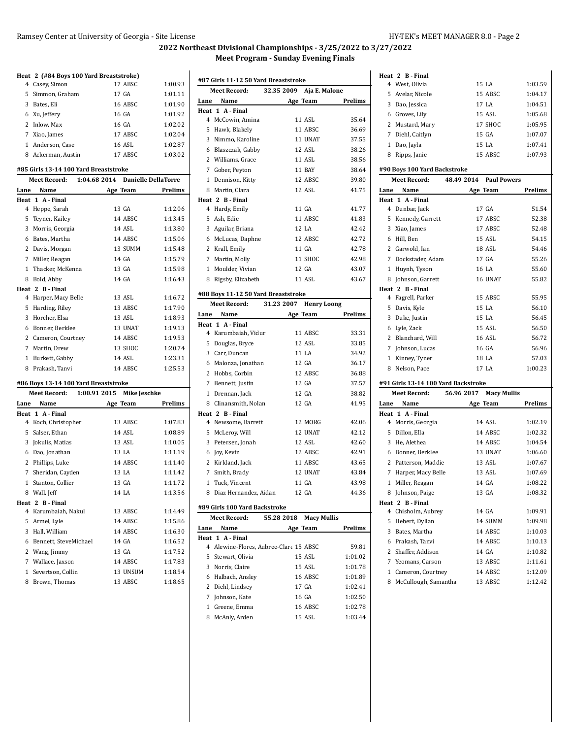## 2022 Northeast Divisional Championships - 3/25/2022 to 3/27/2022

### Meet Program - Sunday Evening Finals

**Heat 2 (#84 Boys 100 Yard Breaststroke)**

| Lane | Name | Age | Team | Prelims |
|---|---|---|---|---|
| 4 | Casey, Simon | 17 | ABSC | 1:00.93 |
| 5 | Simmon, Graham | 17 | GA | 1:01.11 |
| 3 | Bates, Eli | 16 | ABSC | 1:01.90 |
| 6 | Xu, Jeffery | 16 | GA | 1:01.92 |
| 2 | Inlow, Max | 16 | GA | 1:02.02 |
| 7 | Xiao, James | 17 | ABSC | 1:02.04 |
| 1 | Anderson, Case | 16 | ASL | 1:02.87 |
| 8 | Ackerman, Austin | 17 | ABSC | 1:03.02 |

**#85 Girls 13-14 100 Yard Breaststroke**

Meet Record: 1:04.68 2014 Danielle DellaTorre

| Lane | Name | Age | Team | Prelims |
|---|---|---|---|---|
| **Heat 1 A - Final** | | | | |
| 4 | Heppe, Sarah | 13 | GA | 1:12.06 |
| 5 | Teyner, Kailey | 14 | ABSC | 1:13.45 |
| 3 | Morris, Georgia | 14 | ASL | 1:13.80 |
| 6 | Bates, Martha | 14 | ABSC | 1:15.06 |
| 2 | Davis, Morgan | 13 | SUMM | 1:15.48 |
| 7 | Miller, Reagan | 14 | GA | 1:15.79 |
| 1 | Thacker, McKenna | 13 | GA | 1:15.98 |
| 8 | Bold, Abby | 14 | GA | 1:16.43 |
| **Heat 2 B - Final** | | | | |
| 4 | Harper, Macy Belle | 13 | ASL | 1:16.72 |
| 5 | Harding, Riley | 13 | ABSC | 1:17.90 |
| 3 | Horcher, Elsa | 13 | ASL | 1:18.93 |
| 6 | Bonner, Berklee | 13 | UNAT | 1:19.13 |
| 2 | Cameron, Courtney | 14 | ABSC | 1:19.53 |
| 7 | Martin, Drew | 13 | SHOC | 1:20.74 |
| 1 | Burkett, Gabby | 14 | ASL | 1:23.31 |
| 8 | Prakash, Tanvi | 14 | ABSC | 1:25.53 |

**#86 Boys 13-14 100 Yard Breaststroke**

Meet Record: 1:00.91 2015 Mike Jeschke

| Lane | Name | Age | Team | Prelims |
|---|---|---|---|---|
| **Heat 1 A - Final** | | | | |
| 4 | Koch, Christopher | 13 | ABSC | 1:07.83 |
| 5 | Salser, Ethan | 14 | ASL | 1:08.89 |
| 3 | Jokulis, Matias | 13 | ASL | 1:10.05 |
| 6 | Dao, Jonathan | 13 | LA | 1:11.19 |
| 2 | Phillips, Luke | 14 | ABSC | 1:11.40 |
| 7 | Sheridan, Cayden | 13 | LA | 1:11.42 |
| 1 | Stanton, Collier | 13 | GA | 1:11.72 |
| 8 | Wall, Jeff | 14 | LA | 1:13.56 |
| **Heat 2 B - Final** | | | | |
| 4 | Karumbaiah, Nakul | 13 | ABSC | 1:14.49 |
| 5 | Armel, Lyle | 14 | ABSC | 1:15.86 |
| 3 | Hall, William | 14 | ABSC | 1:16.30 |
| 6 | Bennett, SteveMichael | 14 | GA | 1:16.52 |
| 2 | Wang, Jimmy | 13 | GA | 1:17.52 |
| 7 | Wallace, Jaxson | 14 | ABSC | 1:17.83 |
| 1 | Severtson, Collin | 13 | UNSUM | 1:18.54 |
| 8 | Brown, Thomas | 13 | ABSC | 1:18.65 |

**#87 Girls 11-12 50 Yard Breaststroke**

Meet Record: 32.35 2009 Aja E. Malone

| Lane | Name | Age | Team | Prelims |
|---|---|---|---|---|
| **Heat 1 A - Final** | | | | |
| 4 | McCowin, Amina | 11 | ASL | 35.64 |
| 5 | Hawk, Blakely | 11 | ABSC | 36.69 |
| 3 | Nimmo, Karoline | 11 | UNAT | 37.55 |
| 6 | Blaszczak, Gabby | 12 | ASL | 38.26 |
| 2 | Williams, Grace | 11 | ASL | 38.56 |
| 7 | Gober, Peyton | 11 | BAY | 38.64 |
| 1 | Dennison, Kitty | 12 | ABSC | 39.80 |
| 8 | Martin, Clara | 12 | ASL | 41.75 |
| **Heat 2 B - Final** | | | | |
| 4 | Hardy, Emily | 11 | GA | 41.77 |
| 5 | Ash, Edie | 11 | ABSC | 41.83 |
| 3 | Aguilar, Briana | 12 | LA | 42.42 |
| 6 | McLucas, Daphne | 12 | ABSC | 42.72 |
| 2 | Krall, Emily | 11 | GA | 42.78 |
| 7 | Martin, Molly | 11 | SHOC | 42.98 |
| 1 | Moulder, Vivian | 12 | GA | 43.07 |
| 8 | Rigsby, Elizabeth | 11 | ASL | 43.67 |

**#88 Boys 11-12 50 Yard Breaststroke**

Meet Record: 31.23 2007 Henry Loong

| Lane | Name | Age | Team | Prelims |
|---|---|---|---|---|
| **Heat 1 A - Final** | | | | |
| 4 | Karumbaiah, Vidur | 11 | ABSC | 33.31 |
| 5 | Douglas, Bryce | 12 | ASL | 33.85 |
| 3 | Carr, Duncan | 11 | LA | 34.92 |
| 6 | Malonza, Jonathan | 12 | GA | 36.17 |
| 2 | Hobbs, Corbin | 12 | ABSC | 36.88 |
| 7 | Bennett, Justin | 12 | GA | 37.57 |
| 1 | Drennan, Jack | 12 | GA | 38.82 |
| 8 | Clinansmith, Nolan | 12 | GA | 41.95 |
| **Heat 2 B - Final** | | | | |
| 4 | Newsome, Barrett | 12 | MORG | 42.06 |
| 5 | McLeroy, Will | 12 | UNAT | 42.12 |
| 3 | Petersen, Jonah | 12 | ASL | 42.60 |
| 6 | Joy, Kevin | 12 | ABSC | 42.91 |
| 2 | Kirkland, Jack | 11 | ABSC | 43.65 |
| 7 | Smith, Brady | 12 | UNAT | 43.84 |
| 1 | Tuck, Vincent | 11 | GA | 43.98 |
| 8 | Diaz Hernandez, Aidan | 12 | GA | 44.36 |

**#89 Girls 100 Yard Backstroke**

Meet Record: 55.28 2018 Macy Mullis

| Lane | Name | Age | Team | Prelims |
|---|---|---|---|---|
| **Heat 1 A - Final** | | | | |
| 4 | Alewine-Flores, Aubree-Clare | 15 | ABSC | 59.81 |
| 5 | Stewart, Olivia | 15 | ASL | 1:01.02 |
| 3 | Norris, Claire | 15 | ASL | 1:01.78 |
| 6 | Halbach, Ansley | 16 | ABSC | 1:01.89 |
| 2 | Diehl, Lindsey | 17 | GA | 1:02.41 |
| 7 | Johnson, Kate | 16 | GA | 1:02.50 |
| 1 | Greene, Emma | 16 | ABSC | 1:02.78 |
| 8 | McAnly, Arden | 15 | ASL | 1:03.44 |
| **Heat 2 B - Final** | | | | |
| 4 | West, Olivia | 15 | LA | 1:03.59 |
| 5 | Avelar, Nicole | 15 | ABSC | 1:04.17 |
| 3 | Dao, Jessica | 17 | LA | 1:04.51 |
| 6 | Groves, Lily | 15 | ASL | 1:05.68 |
| 2 | Mustard, Mary | 17 | SHOC | 1:05.95 |
| 7 | Diehl, Caitlyn | 15 | GA | 1:07.07 |
| 1 | Dao, Jayla | 15 | LA | 1:07.41 |
| 8 | Ripps, Janie | 15 | ABSC | 1:07.93 |

**#90 Boys 100 Yard Backstroke**

Meet Record: 48.49 2014 Paul Powers

| Lane | Name | Age | Team | Prelims |
|---|---|---|---|---|
| **Heat 1 A - Final** | | | | |
| 4 | Dunbar, Jack | 17 | GA | 51.54 |
| 5 | Kennedy, Garrett | 17 | ABSC | 52.38 |
| 3 | Xiao, James | 17 | ABSC | 52.48 |
| 6 | Hill, Ben | 15 | ASL | 54.15 |
| 2 | Garwold, Ian | 18 | ASL | 54.46 |
| 7 | Dockstader, Adam | 17 | GA | 55.26 |
| 1 | Huynh, Tyson | 16 | LA | 55.60 |
| 8 | Johnson, Garrett | 16 | UNAT | 55.82 |
| **Heat 2 B - Final** | | | | |
| 4 | Fagrell, Parker | 15 | ABSC | 55.95 |
| 5 | Davis, Kyle | 15 | LA | 56.10 |
| 3 | Duke, Justin | 15 | LA | 56.45 |
| 6 | Lyle, Zack | 15 | ASL | 56.50 |
| 2 | Blanchard, Will | 16 | ASL | 56.72 |
| 7 | Johnson, Lucas | 16 | GA | 56.96 |
| 1 | Kinney, Tyner | 18 | LA | 57.03 |
| 8 | Nelson, Pace | 17 | LA | 1:00.23 |

**#91 Girls 13-14 100 Yard Backstroke**

Meet Record: 56.96 2017 Macy Mullis

| Lane | Name | Age | Team | Prelims |
|---|---|---|---|---|
| **Heat 1 A - Final** | | | | |
| 4 | Morris, Georgia | 14 | ASL | 1:02.19 |
| 5 | Dillon, Ella | 14 | ABSC | 1:02.32 |
| 3 | He, Alethea | 14 | ABSC | 1:04.54 |
| 6 | Bonner, Berklee | 13 | UNAT | 1:06.60 |
| 2 | Patterson, Maddie | 13 | ASL | 1:07.67 |
| 7 | Harper, Macy Belle | 13 | ASL | 1:07.69 |
| 1 | Miller, Reagan | 14 | GA | 1:08.22 |
| 8 | Johnson, Paige | 13 | GA | 1:08.32 |
| **Heat 2 B - Final** | | | | |
| 4 | Chisholm, Aubrey | 14 | GA | 1:09.91 |
| 5 | Hebert, Dyllan | 14 | SUMM | 1:09.98 |
| 3 | Bates, Martha | 14 | ABSC | 1:10.03 |
| 6 | Prakash, Tanvi | 14 | ABSC | 1:10.13 |
| 2 | Shaffer, Addison | 14 | GA | 1:10.82 |
| 7 | Yeomans, Carson | 13 | ABSC | 1:11.61 |
| 1 | Cameron, Courtney | 14 | ABSC | 1:12.09 |
| 8 | McCullough, Samantha | 13 | ABSC | 1:12.42 |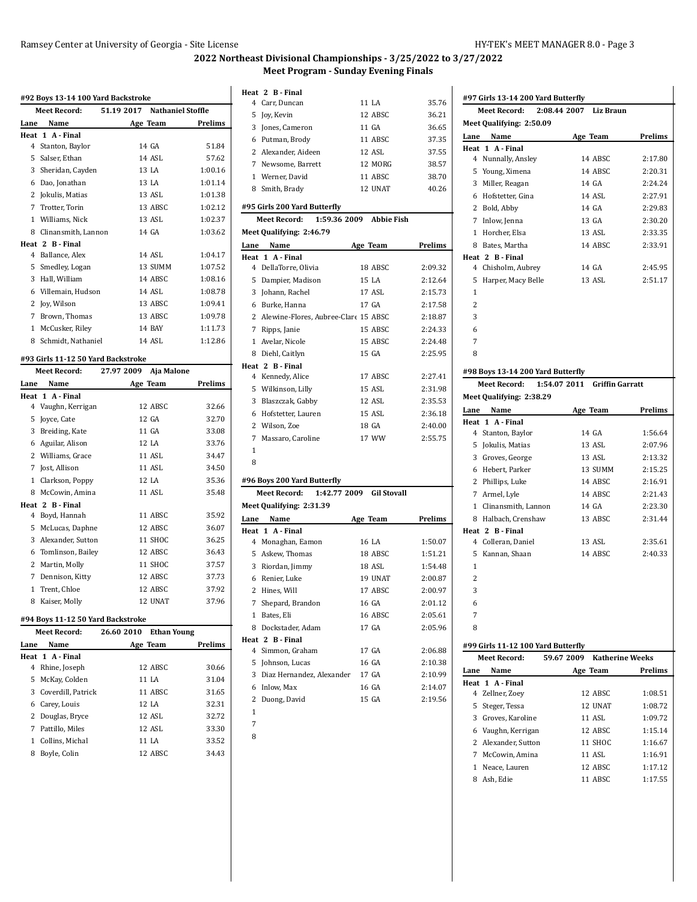## 2022 Northeast Divisional Championships - 3/25/2022 to 3/27/2022

### Meet Program - Sunday Evening Finals

#### #92 Boys 13-14 100 Yard Backstroke

Meet Record: 51.19 2017 Nathaniel Stoffle

| Lane | Name | Age | Team | Prelims |
|---|---|---|---|---|
| **Heat 1 A - Final** | | | | |
| 4 | Stanton, Baylor | 14 | GA | 51.84 |
| 5 | Salser, Ethan | 14 | ASL | 57.62 |
| 3 | Sheridan, Cayden | 13 | LA | 1:00.16 |
| 6 | Dao, Jonathan | 13 | LA | 1:01.14 |
| 2 | Jokulis, Matias | 13 | ASL | 1:01.38 |
| 7 | Trotter, Torin | 13 | ABSC | 1:02.12 |
| 1 | Williams, Nick | 13 | ASL | 1:02.37 |
| 8 | Clinansmith, Lannon | 14 | GA | 1:03.62 |
| **Heat 2 B - Final** | | | | |
| 4 | Ballance, Alex | 14 | ASL | 1:04.17 |
| 5 | Smedley, Logan | 13 | SUMM | 1:07.52 |
| 3 | Hall, William | 14 | ABSC | 1:08.16 |
| 6 | Villemain, Hudson | 14 | ASL | 1:08.78 |
| 2 | Joy, Wilson | 13 | ABSC | 1:09.41 |
| 7 | Brown, Thomas | 13 | ABSC | 1:09.78 |
| 1 | McCusker, Riley | 14 | BAY | 1:11.73 |
| 8 | Schmidt, Nathaniel | 14 | ASL | 1:12.86 |

#### #93 Girls 11-12 50 Yard Backstroke

Meet Record: 27.97 2009 Aja Malone

| Lane | Name | Age | Team | Prelims |
|---|---|---|---|---|
| **Heat 1 A - Final** | | | | |
| 4 | Vaughn, Kerrigan | 12 | ABSC | 32.66 |
| 5 | Joyce, Cate | 12 | GA | 32.70 |
| 3 | Breiding, Kate | 11 | GA | 33.08 |
| 6 | Aguilar, Alison | 12 | LA | 33.76 |
| 2 | Williams, Grace | 11 | ASL | 34.47 |
| 7 | Jost, Allison | 11 | ASL | 34.50 |
| 1 | Clarkson, Poppy | 12 | LA | 35.36 |
| 8 | McCowin, Amina | 11 | ASL | 35.48 |
| **Heat 2 B - Final** | | | | |
| 4 | Boyd, Hannah | 11 | ABSC | 35.92 |
| 5 | McLucas, Daphne | 12 | ABSC | 36.07 |
| 3 | Alexander, Sutton | 11 | SHOC | 36.25 |
| 6 | Tomlinson, Bailey | 12 | ABSC | 36.43 |
| 2 | Martin, Molly | 11 | SHOC | 37.57 |
| 7 | Dennison, Kitty | 12 | ABSC | 37.73 |
| 1 | Trent, Chloe | 12 | ABSC | 37.92 |
| 8 | Kaiser, Molly | 12 | UNAT | 37.96 |

#### #94 Boys 11-12 50 Yard Backstroke

Meet Record: 26.60 2010 Ethan Young

| Lane | Name | Age | Team | Prelims |
|---|---|---|---|---|
| **Heat 1 A - Final** | | | | |
| 4 | Rhine, Joseph | 12 | ABSC | 30.66 |
| 5 | McKay, Colden | 11 | LA | 31.04 |
| 3 | Coverdill, Patrick | 11 | ABSC | 31.65 |
| 6 | Carey, Louis | 12 | LA | 32.31 |
| 2 | Douglas, Bryce | 12 | ASL | 32.72 |
| 7 | Pattillo, Miles | 12 | ASL | 33.30 |
| 1 | Collins, Michal | 11 | LA | 33.52 |
| 8 | Boyle, Colin | 12 | ABSC | 34.43 |
| **Heat 2 B - Final** | | | | |
| 4 | Carr, Duncan | 11 | LA | 35.76 |
| 5 | Joy, Kevin | 12 | ABSC | 36.21 |
| 3 | Jones, Cameron | 11 | GA | 36.65 |
| 6 | Putman, Brody | 11 | ABSC | 37.35 |
| 2 | Alexander, Aideen | 12 | ASL | 37.55 |
| 7 | Newsome, Barrett | 12 | MORG | 38.57 |
| 1 | Werner, David | 11 | ABSC | 38.70 |
| 8 | Smith, Brady | 12 | UNAT | 40.26 |

#### #95 Girls 200 Yard Butterfly

Meet Record: 1:59.36 2009 Abbie Fish

Meet Qualifying: 2:46.79

| Lane | Name | Age | Team | Prelims |
|---|---|---|---|---|
| **Heat 1 A - Final** | | | | |
| 4 | DellaTorre, Olivia | 18 | ABSC | 2:09.32 |
| 5 | Dampier, Madison | 15 | LA | 2:12.64 |
| 3 | Johann, Rachel | 17 | ASL | 2:15.73 |
| 6 | Burke, Hanna | 17 | GA | 2:17.58 |
| 2 | Alewine-Flores, Aubree-Clare | 15 | ABSC | 2:18.87 |
| 7 | Ripps, Janie | 15 | ABSC | 2:24.33 |
| 1 | Avelar, Nicole | 15 | ABSC | 2:24.48 |
| 8 | Diehl, Caitlyn | 15 | GA | 2:25.95 |
| **Heat 2 B - Final** | | | | |
| 4 | Kennedy, Alice | 17 | ABSC | 2:27.41 |
| 5 | Wilkinson, Lilly | 15 | ASL | 2:31.98 |
| 3 | Blaszczak, Gabby | 12 | ASL | 2:35.53 |
| 6 | Hofstetter, Lauren | 15 | ASL | 2:36.18 |
| 2 | Wilson, Zoe | 18 | GA | 2:40.00 |
| 7 | Massaro, Caroline | 17 | WW | 2:55.75 |
| 1 | | | | |
| 8 | | | | |

#### #96 Boys 200 Yard Butterfly

Meet Record: 1:42.77 2009 Gil Stovall

Meet Qualifying: 2:31.39

| Lane | Name | Age | Team | Prelims |
|---|---|---|---|---|
| **Heat 1 A - Final** | | | | |
| 4 | Monaghan, Eamon | 16 | LA | 1:50.07 |
| 5 | Askew, Thomas | 18 | ABSC | 1:51.21 |
| 3 | Riordan, Jimmy | 18 | ASL | 1:54.48 |
| 6 | Renier, Luke | 19 | UNAT | 2:00.87 |
| 2 | Hines, Will | 17 | ABSC | 2:00.97 |
| 7 | Shepard, Brandon | 16 | GA | 2:01.12 |
| 1 | Bates, Eli | 16 | ABSC | 2:05.61 |
| 8 | Dockstader, Adam | 17 | GA | 2:05.96 |
| **Heat 2 B - Final** | | | | |
| 4 | Simmon, Graham | 17 | GA | 2:06.88 |
| 5 | Johnson, Lucas | 16 | GA | 2:10.38 |
| 3 | Diaz Hernandez, Alexander | 17 | GA | 2:10.99 |
| 6 | Inlow, Max | 16 | GA | 2:14.07 |
| 2 | Duong, David | 15 | GA | 2:19.56 |
| 1 | | | | |
| 7 | | | | |
| 8 | | | | |

#### #97 Girls 13-14 200 Yard Butterfly

Meet Record: 2:08.44 2007 Liz Braun

Meet Qualifying: 2:50.09

| Lane | Name | Age | Team | Prelims |
|---|---|---|---|---|
| **Heat 1 A - Final** | | | | |
| 4 | Nunnally, Ansley | 14 | ABSC | 2:17.80 |
| 5 | Young, Ximena | 14 | ABSC | 2:20.31 |
| 3 | Miller, Reagan | 14 | GA | 2:24.24 |
| 6 | Hofstetter, Gina | 14 | ASL | 2:27.91 |
| 2 | Bold, Abby | 14 | GA | 2:29.83 |
| 7 | Inlow, Jenna | 13 | GA | 2:30.20 |
| 1 | Horcher, Elsa | 13 | ASL | 2:33.35 |
| 8 | Bates, Martha | 14 | ABSC | 2:33.91 |
| **Heat 2 B - Final** | | | | |
| 4 | Chisholm, Aubrey | 14 | GA | 2:45.95 |
| 5 | Harper, Macy Belle | 13 | ASL | 2:51.17 |
| 1 | | | | |
| 2 | | | | |
| 3 | | | | |
| 6 | | | | |
| 7 | | | | |
| 8 | | | | |

#### #98 Boys 13-14 200 Yard Butterfly

Meet Record: 1:54.07 2011 Griffin Garratt

Meet Qualifying: 2:38.29

| Lane | Name | Age | Team | Prelims |
|---|---|---|---|---|
| **Heat 1 A - Final** | | | | |
| 4 | Stanton, Baylor | 14 | GA | 1:56.64 |
| 5 | Jokulis, Matias | 13 | ASL | 2:07.96 |
| 3 | Groves, George | 13 | ASL | 2:13.32 |
| 6 | Hebert, Parker | 13 | SUMM | 2:15.25 |
| 2 | Phillips, Luke | 14 | ABSC | 2:16.91 |
| 7 | Armel, Lyle | 14 | ABSC | 2:21.43 |
| 1 | Clinansmith, Lannon | 14 | GA | 2:23.30 |
| 8 | Halbach, Crenshaw | 13 | ABSC | 2:31.44 |
| **Heat 2 B - Final** | | | | |
| 4 | Colleran, Daniel | 13 | ASL | 2:35.61 |
| 5 | Kannan, Shaan | 14 | ABSC | 2:40.33 |
| 1 | | | | |
| 2 | | | | |
| 3 | | | | |
| 6 | | | | |
| 7 | | | | |
| 8 | | | | |

#### #99 Girls 11-12 100 Yard Butterfly

Meet Record: 59.67 2009 Katherine Weeks

| Lane | Name | Age | Team | Prelims |
|---|---|---|---|---|
| **Heat 1 A - Final** | | | | |
| 4 | Zellner, Zoey | 12 | ABSC | 1:08.51 |
| 5 | Steger, Tessa | 12 | UNAT | 1:08.72 |
| 3 | Groves, Karoline | 11 | ASL | 1:09.72 |
| 6 | Vaughn, Kerrigan | 12 | ABSC | 1:15.14 |
| 2 | Alexander, Sutton | 11 | SHOC | 1:16.67 |
| 7 | McCowin, Amina | 11 | ASL | 1:16.91 |
| 1 | Neace, Lauren | 12 | ABSC | 1:17.12 |
| 8 | Ash, Edie | 11 | ABSC | 1:17.55 |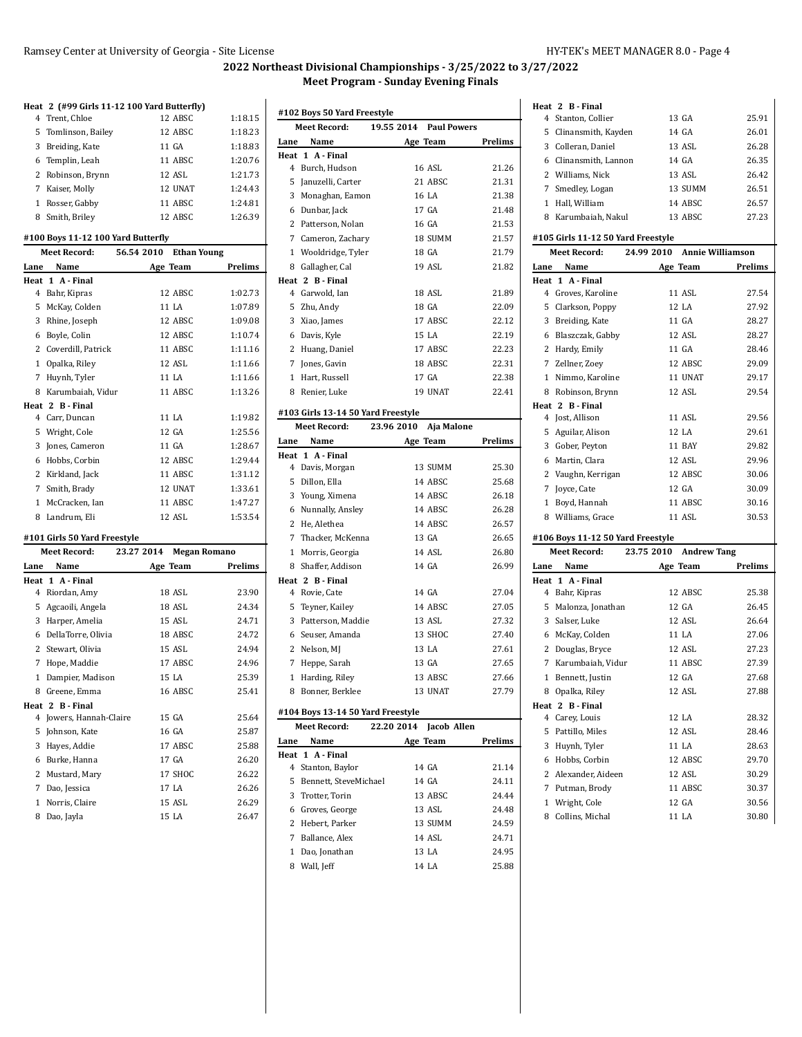## 2022 Northeast Divisional Championships - 3/25/2022 to 3/27/2022

### Meet Program - Sunday Evening Finals

**Heat 2 (#99 Girls 11-12 100 Yard Butterfly)**

| Lane | Name | Age | Team | Prelims |
|---|---|---|---|---|
| 4 | Trent, Chloe | 12 | ABSC | 1:18.15 |
| 5 | Tomlinson, Bailey | 12 | ABSC | 1:18.23 |
| 3 | Breiding, Kate | 11 | GA | 1:18.83 |
| 6 | Templin, Leah | 11 | ABSC | 1:20.76 |
| 2 | Robinson, Brynn | 12 | ASL | 1:21.73 |
| 7 | Kaiser, Molly | 12 | UNAT | 1:24.43 |
| 1 | Rosser, Gabby | 11 | ABSC | 1:24.81 |
| 8 | Smith, Briley | 12 | ABSC | 1:26.39 |

**#100 Boys 11-12 100 Yard Butterfly**

Meet Record: 56.54 2010 Ethan Young

| Lane | Name | Age | Team | Prelims |
|---|---|---|---|---|
| **Heat 1 A - Final** | | | | |
| 4 | Bahr, Kipras | 12 | ABSC | 1:02.73 |
| 5 | McKay, Colden | 11 | LA | 1:07.89 |
| 3 | Rhine, Joseph | 12 | ABSC | 1:09.08 |
| 6 | Boyle, Colin | 12 | ABSC | 1:10.74 |
| 2 | Coverdill, Patrick | 11 | ABSC | 1:11.16 |
| 1 | Opalka, Riley | 12 | ASL | 1:11.66 |
| 7 | Huynh, Tyler | 11 | LA | 1:11.66 |
| 8 | Karumbaiah, Vidur | 11 | ABSC | 1:13.26 |
| **Heat 2 B - Final** | | | | |
| 4 | Carr, Duncan | 11 | LA | 1:19.82 |
| 5 | Wright, Cole | 12 | GA | 1:25.56 |
| 3 | Jones, Cameron | 11 | GA | 1:28.67 |
| 6 | Hobbs, Corbin | 12 | ABSC | 1:29.44 |
| 2 | Kirkland, Jack | 11 | ABSC | 1:31.12 |
| 7 | Smith, Brady | 12 | UNAT | 1:33.61 |
| 1 | McCracken, Ian | 11 | ABSC | 1:47.27 |
| 8 | Landrum, Eli | 12 | ASL | 1:53.54 |

**#101 Girls 50 Yard Freestyle**

Meet Record: 23.27 2014 Megan Romano

| Lane | Name | Age | Team | Prelims |
|---|---|---|---|---|
| **Heat 1 A - Final** | | | | |
| 4 | Riordan, Amy | 18 | ASL | 23.90 |
| 5 | Agcaoili, Angela | 18 | ASL | 24.34 |
| 3 | Harper, Amelia | 15 | ASL | 24.71 |
| 6 | DellaTorre, Olivia | 18 | ABSC | 24.72 |
| 2 | Stewart, Olivia | 15 | ASL | 24.94 |
| 7 | Hope, Maddie | 17 | ABSC | 24.96 |
| 1 | Dampier, Madison | 15 | LA | 25.39 |
| 8 | Greene, Emma | 16 | ABSC | 25.41 |
| **Heat 2 B - Final** | | | | |
| 4 | Jowers, Hannah-Claire | 15 | GA | 25.64 |
| 5 | Johnson, Kate | 16 | GA | 25.87 |
| 3 | Hayes, Addie | 17 | ABSC | 25.88 |
| 6 | Burke, Hanna | 17 | GA | 26.20 |
| 2 | Mustard, Mary | 17 | SHOC | 26.22 |
| 7 | Dao, Jessica | 17 | LA | 26.26 |
| 1 | Norris, Claire | 15 | ASL | 26.29 |
| 8 | Dao, Jayla | 15 | LA | 26.47 |

**#102 Boys 50 Yard Freestyle**

Meet Record: 19.55 2014 Paul Powers

| Lane | Name | Age | Team | Prelims |
|---|---|---|---|---|
| **Heat 1 A - Final** | | | | |
| 4 | Burch, Hudson | 16 | ASL | 21.26 |
| 5 | Januzelli, Carter | 21 | ABSC | 21.31 |
| 3 | Monaghan, Eamon | 16 | LA | 21.38 |
| 6 | Dunbar, Jack | 17 | GA | 21.48 |
| 2 | Patterson, Nolan | 16 | GA | 21.53 |
| 7 | Cameron, Zachary | 18 | SUMM | 21.57 |
| 1 | Wooldridge, Tyler | 18 | GA | 21.79 |
| 8 | Gallagher, Cal | 19 | ASL | 21.82 |
| **Heat 2 B - Final** | | | | |
| 4 | Garwold, Ian | 18 | ASL | 21.89 |
| 5 | Zhu, Andy | 18 | GA | 22.09 |
| 3 | Xiao, James | 17 | ABSC | 22.12 |
| 6 | Davis, Kyle | 15 | LA | 22.19 |
| 2 | Huang, Daniel | 17 | ABSC | 22.23 |
| 7 | Jones, Gavin | 18 | ABSC | 22.31 |
| 1 | Hart, Russell | 17 | GA | 22.38 |
| 8 | Renier, Luke | 19 | UNAT | 22.41 |

**#103 Girls 13-14 50 Yard Freestyle**

Meet Record: 23.96 2010 Aja Malone

| Lane | Name | Age | Team | Prelims |
|---|---|---|---|---|
| **Heat 1 A - Final** | | | | |
| 4 | Davis, Morgan | 13 | SUMM | 25.30 |
| 5 | Dillon, Ella | 14 | ABSC | 25.68 |
| 3 | Young, Ximena | 14 | ABSC | 26.18 |
| 6 | Nunnally, Ansley | 14 | ABSC | 26.28 |
| 2 | He, Alethea | 14 | ABSC | 26.57 |
| 7 | Thacker, McKenna | 13 | GA | 26.65 |
| 1 | Morris, Georgia | 14 | ASL | 26.80 |
| 8 | Shaffer, Addison | 14 | GA | 26.99 |
| **Heat 2 B - Final** | | | | |
| 4 | Rovie, Cate | 14 | GA | 27.04 |
| 5 | Teyner, Kailey | 14 | ABSC | 27.05 |
| 3 | Patterson, Maddie | 13 | ASL | 27.32 |
| 6 | Seuser, Amanda | 13 | SHOC | 27.40 |
| 2 | Nelson, MJ | 13 | LA | 27.61 |
| 7 | Heppe, Sarah | 13 | GA | 27.65 |
| 1 | Harding, Riley | 13 | ABSC | 27.66 |
| 8 | Bonner, Berklee | 13 | UNAT | 27.79 |

**#104 Boys 13-14 50 Yard Freestyle**

Meet Record: 22.20 2014 Jacob Allen

| Lane | Name | Age | Team | Prelims |
|---|---|---|---|---|
| **Heat 1 A - Final** | | | | |
| 4 | Stanton, Baylor | 14 | GA | 21.14 |
| 5 | Bennett, SteveMichael | 14 | GA | 24.11 |
| 3 | Trotter, Torin | 13 | ABSC | 24.44 |
| 6 | Groves, George | 13 | ASL | 24.48 |
| 2 | Hebert, Parker | 13 | SUMM | 24.59 |
| 7 | Ballance, Alex | 14 | ASL | 24.71 |
| 1 | Dao, Jonathan | 13 | LA | 24.95 |
| 8 | Wall, Jeff | 14 | LA | 25.88 |
| **Heat 2 B - Final** | | | | |
| 4 | Stanton, Collier | 13 | GA | 25.91 |
| 5 | Clinansmith, Kayden | 14 | GA | 26.01 |
| 3 | Colleran, Daniel | 13 | ASL | 26.28 |
| 6 | Clinansmith, Lannon | 14 | GA | 26.35 |
| 2 | Williams, Nick | 13 | ASL | 26.42 |
| 7 | Smedley, Logan | 13 | SUMM | 26.51 |
| 1 | Hall, William | 14 | ABSC | 26.57 |
| 8 | Karumbaiah, Nakul | 13 | ABSC | 27.23 |

**#105 Girls 11-12 50 Yard Freestyle**

Meet Record: 24.99 2010 Annie Williamson

| Lane | Name | Age | Team | Prelims |
|---|---|---|---|---|
| **Heat 1 A - Final** | | | | |
| 4 | Groves, Karoline | 11 | ASL | 27.54 |
| 5 | Clarkson, Poppy | 12 | LA | 27.92 |
| 3 | Breiding, Kate | 11 | GA | 28.27 |
| 6 | Blaszczak, Gabby | 12 | ASL | 28.27 |
| 2 | Hardy, Emily | 11 | GA | 28.46 |
| 7 | Zellner, Zoey | 12 | ABSC | 29.09 |
| 1 | Nimmo, Karoline | 11 | UNAT | 29.17 |
| 8 | Robinson, Brynn | 12 | ASL | 29.54 |
| **Heat 2 B - Final** | | | | |
| 4 | Jost, Allison | 11 | ASL | 29.56 |
| 5 | Aguilar, Alison | 12 | LA | 29.61 |
| 3 | Gober, Peyton | 11 | BAY | 29.82 |
| 6 | Martin, Clara | 12 | ASL | 29.96 |
| 2 | Vaughn, Kerrigan | 12 | ABSC | 30.06 |
| 7 | Joyce, Cate | 12 | GA | 30.09 |
| 1 | Boyd, Hannah | 11 | ABSC | 30.16 |
| 8 | Williams, Grace | 11 | ASL | 30.53 |

**#106 Boys 11-12 50 Yard Freestyle**

Meet Record: 23.75 2010 Andrew Tang

| Lane | Name | Age | Team | Prelims |
|---|---|---|---|---|
| **Heat 1 A - Final** | | | | |
| 4 | Bahr, Kipras | 12 | ABSC | 25.38 |
| 5 | Malonza, Jonathan | 12 | GA | 26.45 |
| 3 | Salser, Luke | 12 | ASL | 26.64 |
| 6 | McKay, Colden | 11 | LA | 27.06 |
| 2 | Douglas, Bryce | 12 | ASL | 27.23 |
| 7 | Karumbaiah, Vidur | 11 | ABSC | 27.39 |
| 1 | Bennett, Justin | 12 | GA | 27.68 |
| 8 | Opalka, Riley | 12 | ASL | 27.88 |
| **Heat 2 B - Final** | | | | |
| 4 | Carey, Louis | 12 | LA | 28.32 |
| 5 | Pattillo, Miles | 12 | ASL | 28.46 |
| 3 | Huynh, Tyler | 11 | LA | 28.63 |
| 6 | Hobbs, Corbin | 12 | ABSC | 29.70 |
| 2 | Alexander, Aideen | 12 | ASL | 30.29 |
| 7 | Putman, Brody | 11 | ABSC | 30.37 |
| 1 | Wright, Cole | 12 | GA | 30.56 |
| 8 | Collins, Michal | 11 | LA | 30.80 |